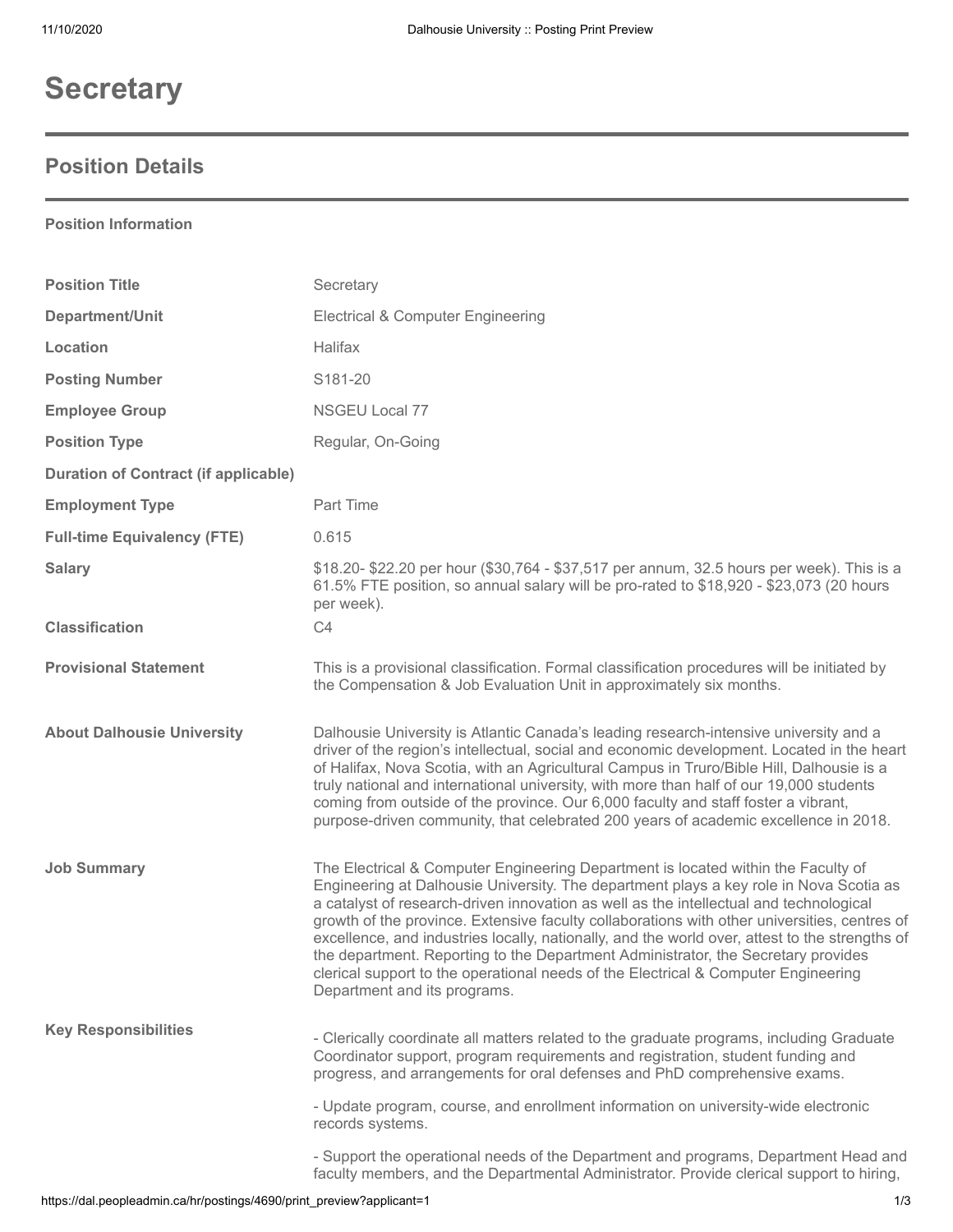# Secretary

## Position Details

**Position Information**

| | |
|---|---|
| **Position Title** | Secretary |
| **Department/Unit** | Electrical & Computer Engineering |
| **Location** | Halifax |
| **Posting Number** | S181-20 |
| **Employee Group** | NSGEU Local 77 |
| **Position Type** | Regular, On-Going |
| **Duration of Contract (if applicable)** | |
| **Employment Type** | Part Time |
| **Full-time Equivalency (FTE)** | 0.615 |
| **Salary** | $18.20- $22.20 per hour ($30,764 - $37,517 per annum, 32.5 hours per week). This is a 61.5% FTE position, so annual salary will be pro-rated to $18,920 - $23,073 (20 hours per week). |
| **Classification** | C4 |
| **Provisional Statement** | This is a provisional classification. Formal classification procedures will be initiated by the Compensation & Job Evaluation Unit in approximately six months. |
| **About Dalhousie University** | Dalhousie University is Atlantic Canada's leading research-intensive university and a driver of the region's intellectual, social and economic development. Located in the heart of Halifax, Nova Scotia, with an Agricultural Campus in Truro/Bible Hill, Dalhousie is a truly national and international university, with more than half of our 19,000 students coming from outside of the province. Our 6,000 faculty and staff foster a vibrant, purpose-driven community, that celebrated 200 years of academic excellence in 2018. |
| **Job Summary** | The Electrical & Computer Engineering Department is located within the Faculty of Engineering at Dalhousie University. The department plays a key role in Nova Scotia as a catalyst of research-driven innovation as well as the intellectual and technological growth of the province. Extensive faculty collaborations with other universities, centres of excellence, and industries locally, nationally, and the world over, attest to the strengths of the department. Reporting to the Department Administrator, the Secretary provides clerical support to the operational needs of the Electrical & Computer Engineering Department and its programs. |
| **Key Responsibilities** | - Clerically coordinate all matters related to the graduate programs, including Graduate Coordinator support, program requirements and registration, student funding and progress, and arrangements for oral defenses and PhD comprehensive exams.<br><br>- Update program, course, and enrollment information on university-wide electronic records systems.<br><br>- Support the operational needs of the Department and programs, Department Head and faculty members, and the Departmental Administrator. Provide clerical support to hiring, |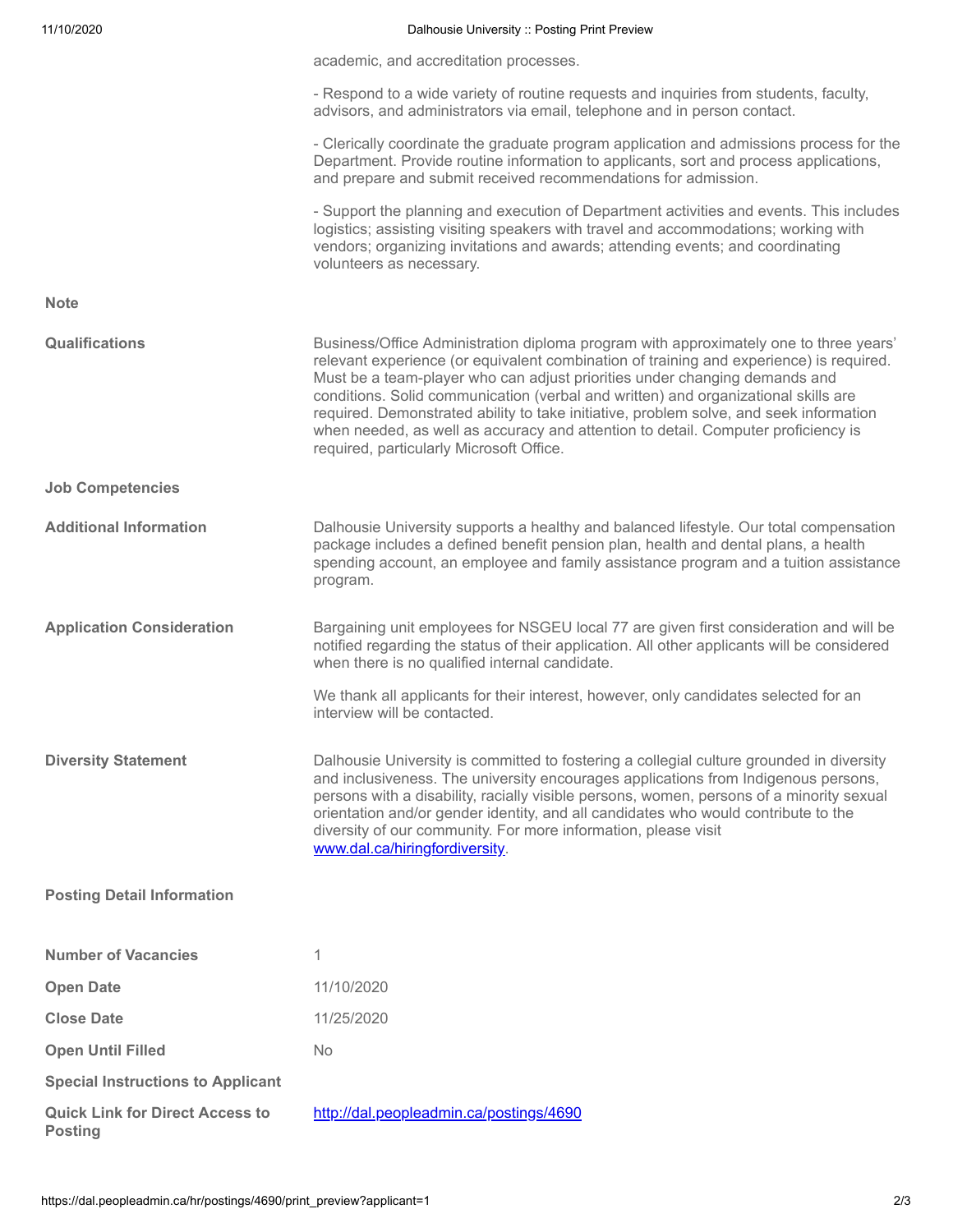academic, and accreditation processes.

- Respond to a wide variety of routine requests and inquiries from students, faculty, advisors, and administrators via email, telephone and in person contact.

- Clerically coordinate the graduate program application and admissions process for the Department. Provide routine information to applicants, sort and process applications, and prepare and submit received recommendations for admission.

- Support the planning and execution of Department activities and events. This includes logistics; assisting visiting speakers with travel and accommodations; working with vendors; organizing invitations and awards; attending events; and coordinating volunteers as necessary.

**Note**

**Qualifications**

Business/Office Administration diploma program with approximately one to three years' relevant experience (or equivalent combination of training and experience) is required. Must be a team-player who can adjust priorities under changing demands and conditions. Solid communication (verbal and written) and organizational skills are required. Demonstrated ability to take initiative, problem solve, and seek information when needed, as well as accuracy and attention to detail. Computer proficiency is required, particularly Microsoft Office.

**Job Competencies**

**Additional Information**

Dalhousie University supports a healthy and balanced lifestyle. Our total compensation package includes a defined benefit pension plan, health and dental plans, a health spending account, an employee and family assistance program and a tuition assistance program.

**Application Consideration**

Bargaining unit employees for NSGEU local 77 are given first consideration and will be notified regarding the status of their application. All other applicants will be considered when there is no qualified internal candidate.

We thank all applicants for their interest, however, only candidates selected for an interview will be contacted.

**Diversity Statement**

Dalhousie University is committed to fostering a collegial culture grounded in diversity and inclusiveness. The university encourages applications from Indigenous persons, persons with a disability, racially visible persons, women, persons of a minority sexual orientation and/or gender identity, and all candidates who would contribute to the diversity of our community. For more information, please visit [www.dal.ca/hiringfordiversity](http://www.dal.ca/hiringfordiversity).

**Posting Detail Information**

| | |
|---|---|
| **Number of Vacancies** | 1 |
| **Open Date** | 11/10/2020 |
| **Close Date** | 11/25/2020 |
| **Open Until Filled** | No |
| **Special Instructions to Applicant** | |
| **Quick Link for Direct Access to Posting** | [http://dal.peopleadmin.ca/postings/4690](http://dal.peopleadmin.ca/postings/4690) |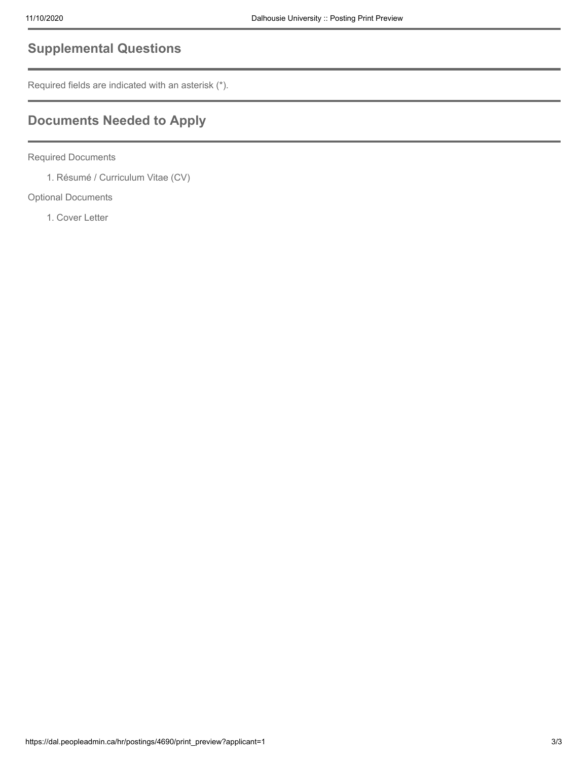## Supplemental Questions

Required fields are indicated with an asterisk (*).

## Documents Needed to Apply

Required Documents

1. Résumé / Curriculum Vitae (CV)

Optional Documents

1. Cover Letter